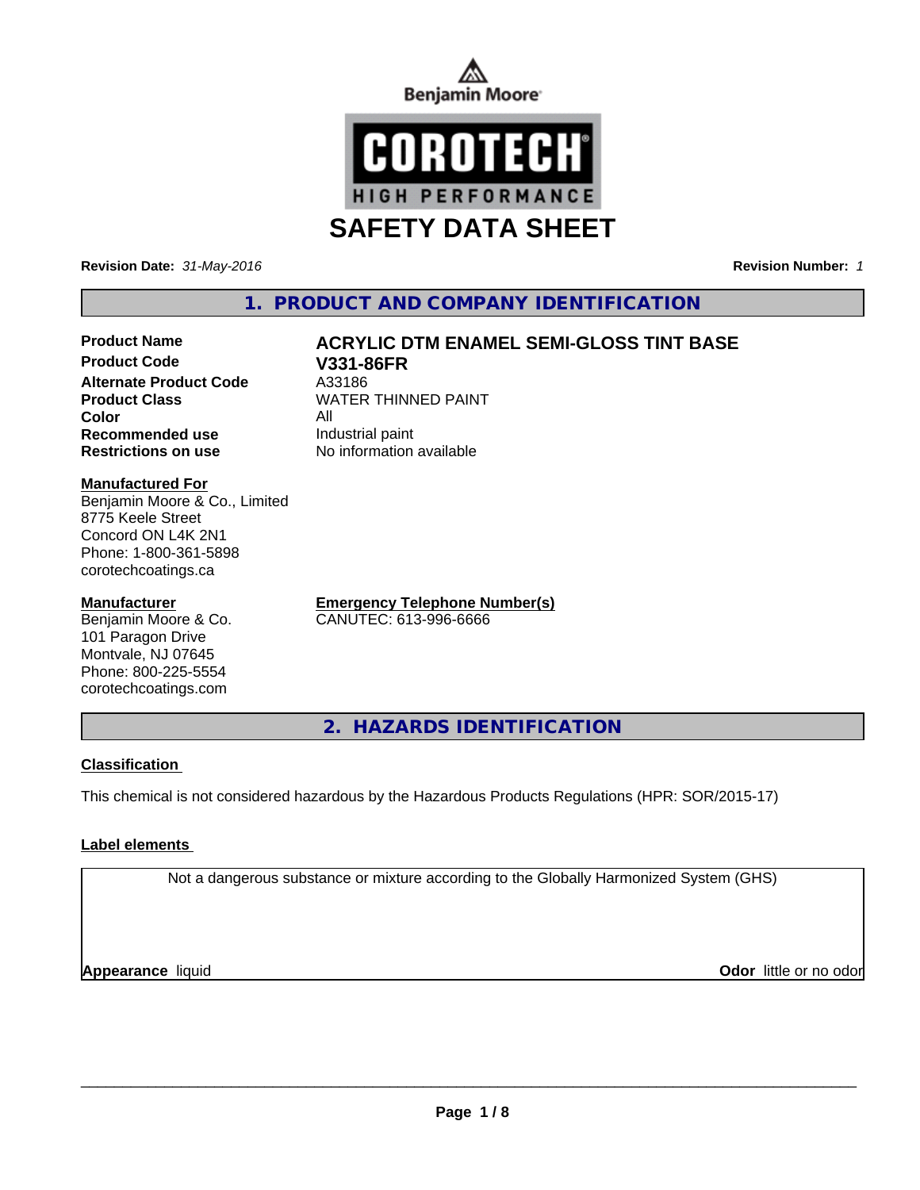Benjamin Moore

COROTECH® HIGH PERFORMANCE

# SAFETY DATA SHEET

**Revision Date:** *31-May-2016* **Revision Number:** *1*

## 1. PRODUCT AND COMPANY IDENTIFICATION

| | |
|---|---|
| **Product Name** | **ACRYLIC DTM ENAMEL SEMI-GLOSS TINT BASE** |
| **Product Code** | **V331-86FR** |
| **Alternate Product Code** | A33186 |
| **Product Class** | WATER THINNED PAINT |
| **Color** | All |
| **Recommended use** | Industrial paint |
| **Restrictions on use** | No information available |

**Manufactured For**
Benjamin Moore & Co., Limited
8775 Keele Street
Concord ON L4K 2N1
Phone: 1-800-361-5898
corotechcoatings.ca

**Manufacturer**
Benjamin Moore & Co.
101 Paragon Drive
Montvale, NJ 07645
Phone: 800-225-5554
corotechcoatings.com

**Emergency Telephone Number(s)**
CANUTEC: 613-996-6666

## 2. HAZARDS IDENTIFICATION

**Classification**

This chemical is not considered hazardous by the Hazardous Products Regulations (HPR: SOR/2015-17)

**Label elements**

Not a dangerous substance or mixture according to the Globally Harmonized System (GHS)

**Appearance** liquid **Odor** little or no odor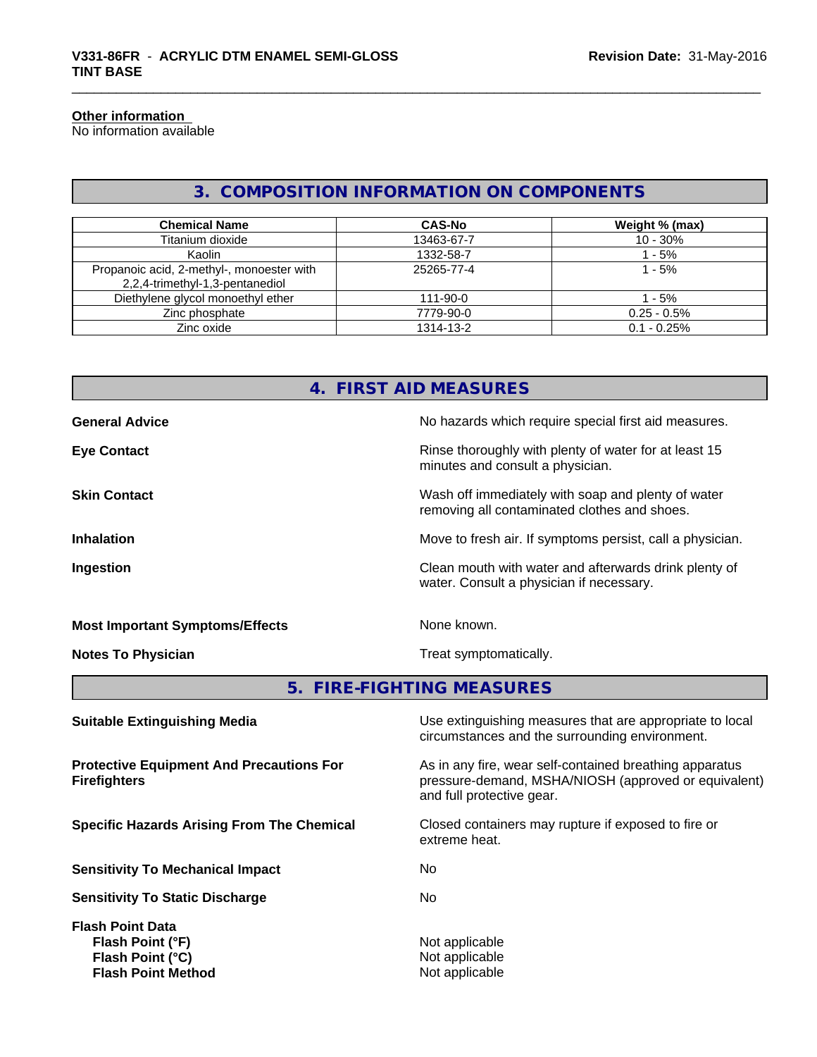**Other information**
No information available

## 3. COMPOSITION INFORMATION ON COMPONENTS

| Chemical Name | CAS-No | Weight % (max) |
|---|---|---|
| Titanium dioxide | 13463-67-7 | 10 - 30% |
| Kaolin | 1332-58-7 | 1 - 5% |
| Propanoic acid, 2-methyl-, monoester with 2,2,4-trimethyl-1,3-pentanediol | 25265-77-4 | 1 - 5% |
| Diethylene glycol monoethyl ether | 111-90-0 | 1 - 5% |
| Zinc phosphate | 7779-90-0 | 0.25 - 0.5% |
| Zinc oxide | 1314-13-2 | 0.1 - 0.25% |

## 4. FIRST AID MEASURES

**General Advice**
No hazards which require special first aid measures.

**Eye Contact**
Rinse thoroughly with plenty of water for at least 15 minutes and consult a physician.

**Skin Contact**
Wash off immediately with soap and plenty of water removing all contaminated clothes and shoes.

**Inhalation**
Move to fresh air. If symptoms persist, call a physician.

**Ingestion**
Clean mouth with water and afterwards drink plenty of water. Consult a physician if necessary.

**Most Important Symptoms/Effects**
None known.

**Notes To Physician**
Treat symptomatically.

## 5. FIRE-FIGHTING MEASURES

**Suitable Extinguishing Media**
Use extinguishing measures that are appropriate to local circumstances and the surrounding environment.

**Protective Equipment And Precautions For Firefighters**
As in any fire, wear self-contained breathing apparatus pressure-demand, MSHA/NIOSH (approved or equivalent) and full protective gear.

**Specific Hazards Arising From The Chemical**
Closed containers may rupture if exposed to fire or extreme heat.

**Sensitivity To Mechanical Impact**
No

**Sensitivity To Static Discharge**
No

**Flash Point Data**
**Flash Point (°F)** Not applicable
**Flash Point (°C)** Not applicable
**Flash Point Method** Not applicable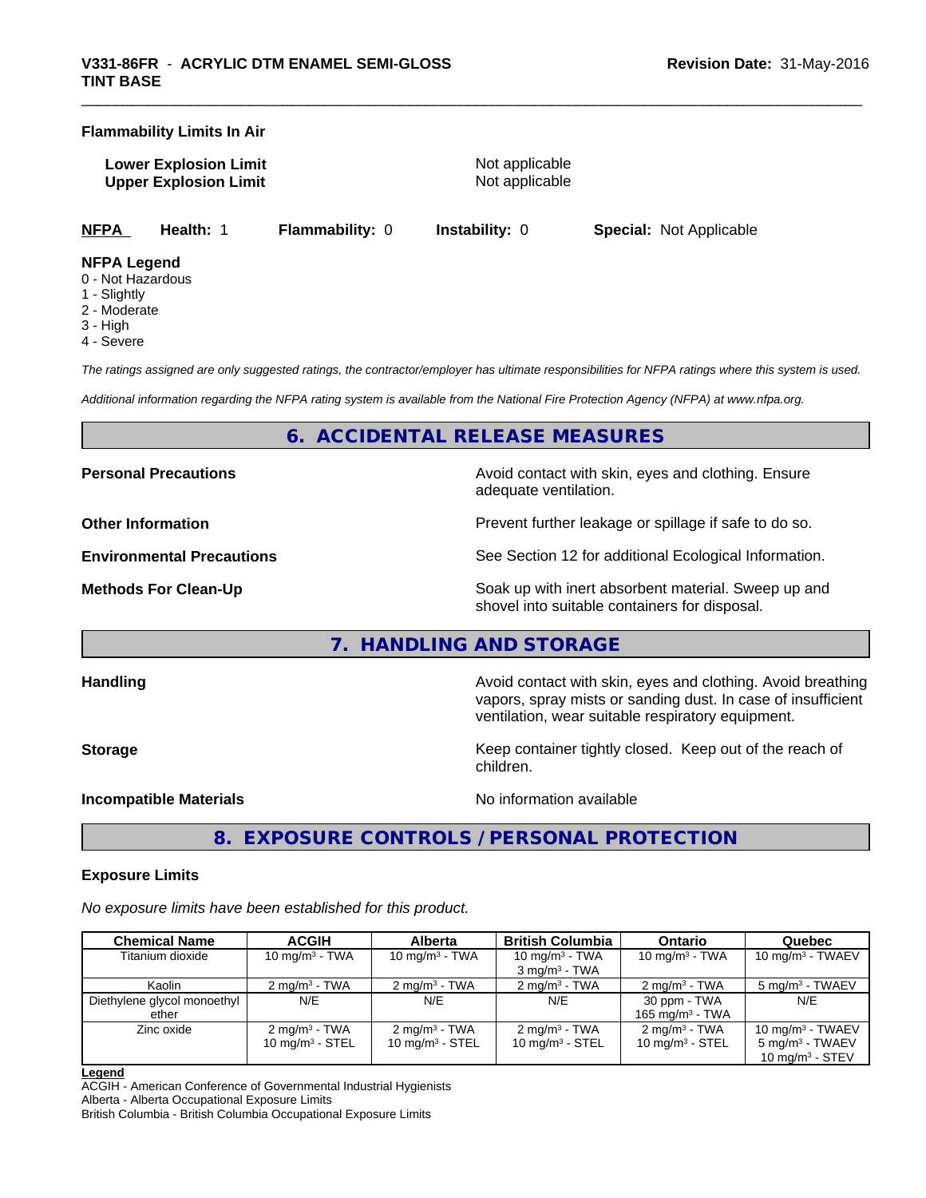**Flammability Limits In Air**

**Lower Explosion Limit** Not applicable
**Upper Explosion Limit** Not applicable

**NFPA** **Health:** 1 **Flammability:** 0 **Instability:** 0 **Special:** Not Applicable

**NFPA Legend**
0 - Not Hazardous
1 - Slightly
2 - Moderate
3 - High
4 - Severe

*The ratings assigned are only suggested ratings, the contractor/employer has ultimate responsibilities for NFPA ratings where this system is used.*

*Additional information regarding the NFPA rating system is available from the National Fire Protection Agency (NFPA) at www.nfpa.org.*

## 6. ACCIDENTAL RELEASE MEASURES

**Personal Precautions** Avoid contact with skin, eyes and clothing. Ensure adequate ventilation.

**Other Information** Prevent further leakage or spillage if safe to do so.

**Environmental Precautions** See Section 12 for additional Ecological Information.

**Methods For Clean-Up** Soak up with inert absorbent material. Sweep up and shovel into suitable containers for disposal.

## 7. HANDLING AND STORAGE

**Handling** Avoid contact with skin, eyes and clothing. Avoid breathing vapors, spray mists or sanding dust. In case of insufficient ventilation, wear suitable respiratory equipment.

**Storage** Keep container tightly closed. Keep out of the reach of children.

**Incompatible Materials** No information available

## 8. EXPOSURE CONTROLS / PERSONAL PROTECTION

**Exposure Limits**

*No exposure limits have been established for this product.*

| Chemical Name | ACGIH | Alberta | British Columbia | Ontario | Quebec |
|---|---|---|---|---|---|
| Titanium dioxide | 10 mg/m$^3$ - TWA | 10 mg/m$^3$ - TWA | 10 mg/m$^3$ - TWA<br>3 mg/m$^3$ - TWA | 10 mg/m$^3$ - TWA | 10 mg/m$^3$ - TWAEV |
| Kaolin | 2 mg/m$^3$ - TWA | 2 mg/m$^3$ - TWA | 2 mg/m$^3$ - TWA | 2 mg/m$^3$ - TWA | 5 mg/m$^3$ - TWAEV |
| Diethylene glycol monoethyl ether | N/E | N/E | N/E | 30 ppm - TWA<br>165 mg/m$^3$ - TWA | N/E |
| Zinc oxide | 2 mg/m$^3$ - TWA<br>10 mg/m$^3$ - STEL | 2 mg/m$^3$ - TWA<br>10 mg/m$^3$ - STEL | 2 mg/m$^3$ - TWA<br>10 mg/m$^3$ - STEL | 2 mg/m$^3$ - TWA<br>10 mg/m$^3$ - STEL | 10 mg/m$^3$ - TWAEV<br>5 mg/m$^3$ - TWAEV<br>10 mg/m$^3$ - STEV |

**Legend**
ACGIH - American Conference of Governmental Industrial Hygienists
Alberta - Alberta Occupational Exposure Limits
British Columbia - British Columbia Occupational Exposure Limits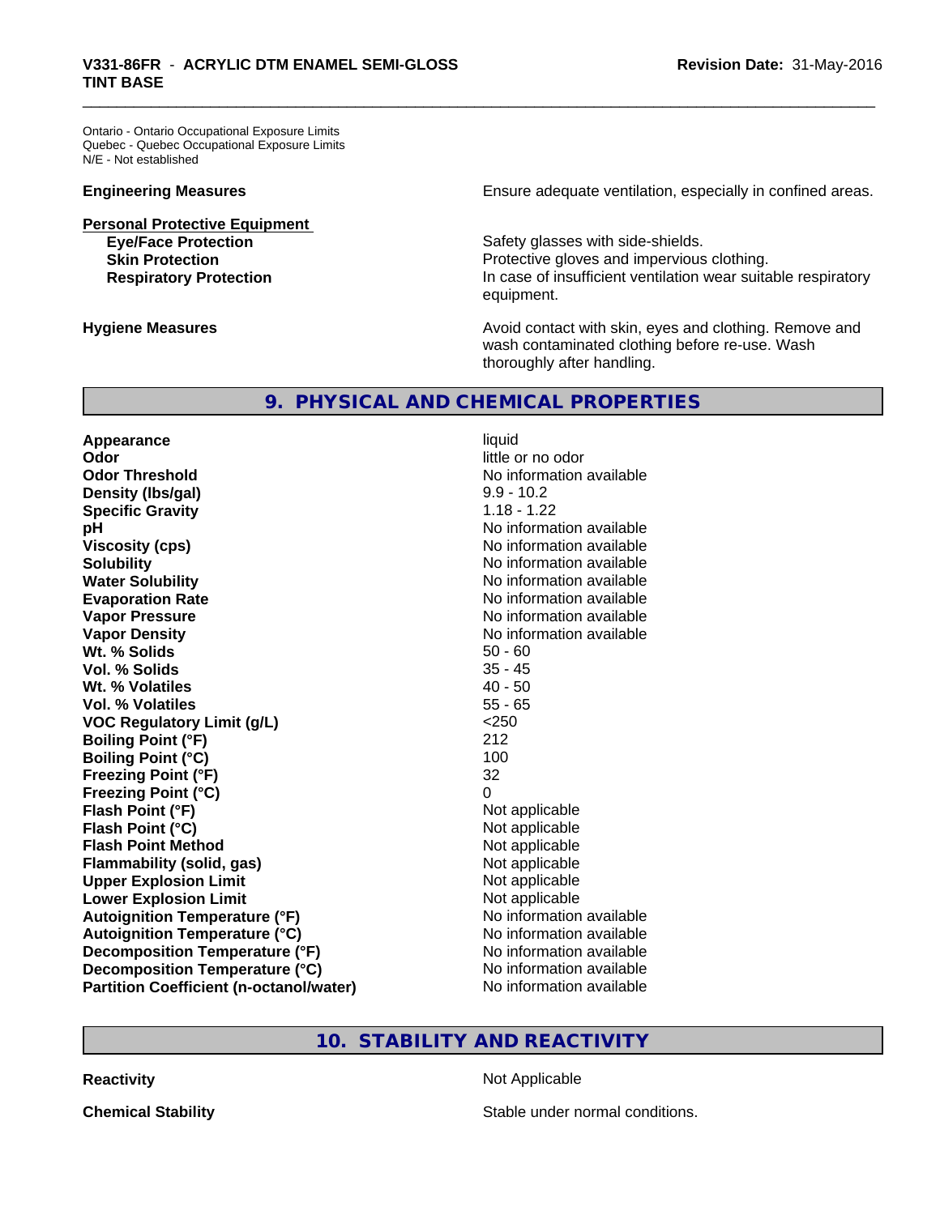Ontario - Ontario Occupational Exposure Limits
Quebec - Quebec Occupational Exposure Limits
N/E - Not established

**Engineering Measures** Ensure adequate ventilation, especially in confined areas.

**Personal Protective Equipment**

| | |
|---|---|
| **Eye/Face Protection** | Safety glasses with side-shields. |
| **Skin Protection** | Protective gloves and impervious clothing. |
| **Respiratory Protection** | In case of insufficient ventilation wear suitable respiratory equipment. |

**Hygiene Measures** Avoid contact with skin, eyes and clothing. Remove and wash contaminated clothing before re-use. Wash thoroughly after handling.

## 9. PHYSICAL AND CHEMICAL PROPERTIES

| | |
|---|---|
| **Appearance** | liquid |
| **Odor** | little or no odor |
| **Odor Threshold** | No information available |
| **Density (lbs/gal)** | 9.9 - 10.2 |
| **Specific Gravity** | 1.18 - 1.22 |
| **pH** | No information available |
| **Viscosity (cps)** | No information available |
| **Solubility** | No information available |
| **Water Solubility** | No information available |
| **Evaporation Rate** | No information available |
| **Vapor Pressure** | No information available |
| **Vapor Density** | No information available |
| **Wt. % Solids** | 50 - 60 |
| **Vol. % Solids** | 35 - 45 |
| **Wt. % Volatiles** | 40 - 50 |
| **Vol. % Volatiles** | 55 - 65 |
| **VOC Regulatory Limit (g/L)** | <250 |
| **Boiling Point (°F)** | 212 |
| **Boiling Point (°C)** | 100 |
| **Freezing Point (°F)** | 32 |
| **Freezing Point (°C)** | 0 |
| **Flash Point (°F)** | Not applicable |
| **Flash Point (°C)** | Not applicable |
| **Flash Point Method** | Not applicable |
| **Flammability (solid, gas)** | Not applicable |
| **Upper Explosion Limit** | Not applicable |
| **Lower Explosion Limit** | Not applicable |
| **Autoignition Temperature (°F)** | No information available |
| **Autoignition Temperature (°C)** | No information available |
| **Decomposition Temperature (°F)** | No information available |
| **Decomposition Temperature (°C)** | No information available |
| **Partition Coefficient (n-octanol/water)** | No information available |

## 10. STABILITY AND REACTIVITY

| | |
|---|---|
| **Reactivity** | Not Applicable |
| **Chemical Stability** | Stable under normal conditions. |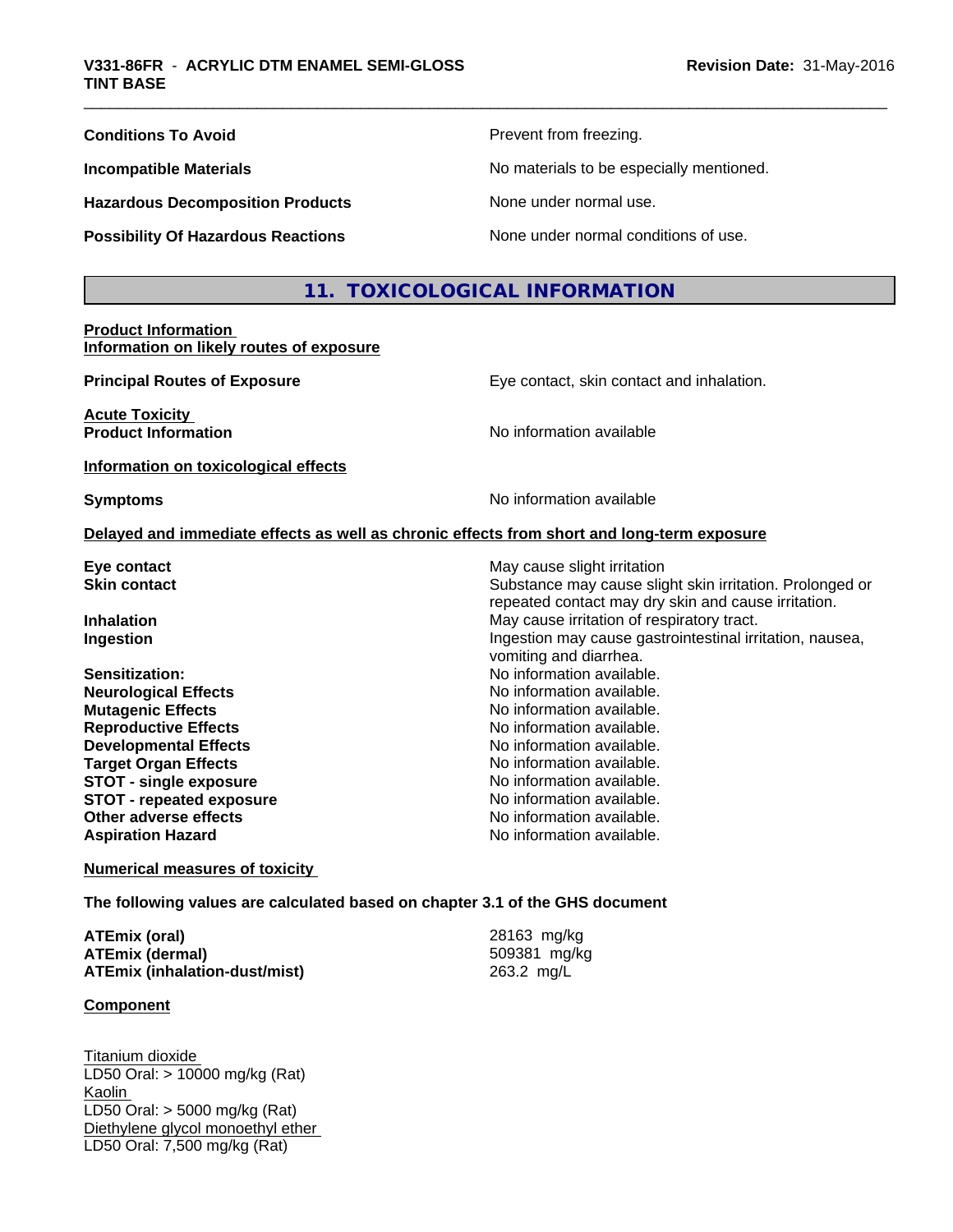| | |
|---|---|
| **Conditions To Avoid** | Prevent from freezing. |
| **Incompatible Materials** | No materials to be especially mentioned. |
| **Hazardous Decomposition Products** | None under normal use. |
| **Possibility Of Hazardous Reactions** | None under normal conditions of use. |

## 11. TOXICOLOGICAL INFORMATION

**Product Information**
**Information on likely routes of exposure**

| | |
|---|---|
| **Principal Routes of Exposure** | Eye contact, skin contact and inhalation. |

**Acute Toxicity**

| | |
|---|---|
| **Product Information** | No information available |

**Information on toxicological effects**

| | |
|---|---|
| **Symptoms** | No information available |

**Delayed and immediate effects as well as chronic effects from short and long-term exposure**

| | |
|---|---|
| **Eye contact** | May cause slight irritation |
| **Skin contact** | Substance may cause slight skin irritation. Prolonged or repeated contact may dry skin and cause irritation. |
| **Inhalation** | May cause irritation of respiratory tract. |
| **Ingestion** | Ingestion may cause gastrointestinal irritation, nausea, vomiting and diarrhea. |
| **Sensitization:** | No information available. |
| **Neurological Effects** | No information available. |
| **Mutagenic Effects** | No information available. |
| **Reproductive Effects** | No information available. |
| **Developmental Effects** | No information available. |
| **Target Organ Effects** | No information available. |
| **STOT - single exposure** | No information available. |
| **STOT - repeated exposure** | No information available. |
| **Other adverse effects** | No information available. |
| **Aspiration Hazard** | No information available. |

**Numerical measures of toxicity**

**The following values are calculated based on chapter 3.1 of the GHS document**

| | |
|---|---|
| **ATEmix (oral)** | 28163 mg/kg |
| **ATEmix (dermal)** | 509381 mg/kg |
| **ATEmix (inhalation-dust/mist)** | 263.2 mg/L |

**Component**

Titanium dioxide
LD50 Oral: > 10000 mg/kg (Rat)
Kaolin
LD50 Oral: > 5000 mg/kg (Rat)
Diethylene glycol monoethyl ether
LD50 Oral: 7,500 mg/kg (Rat)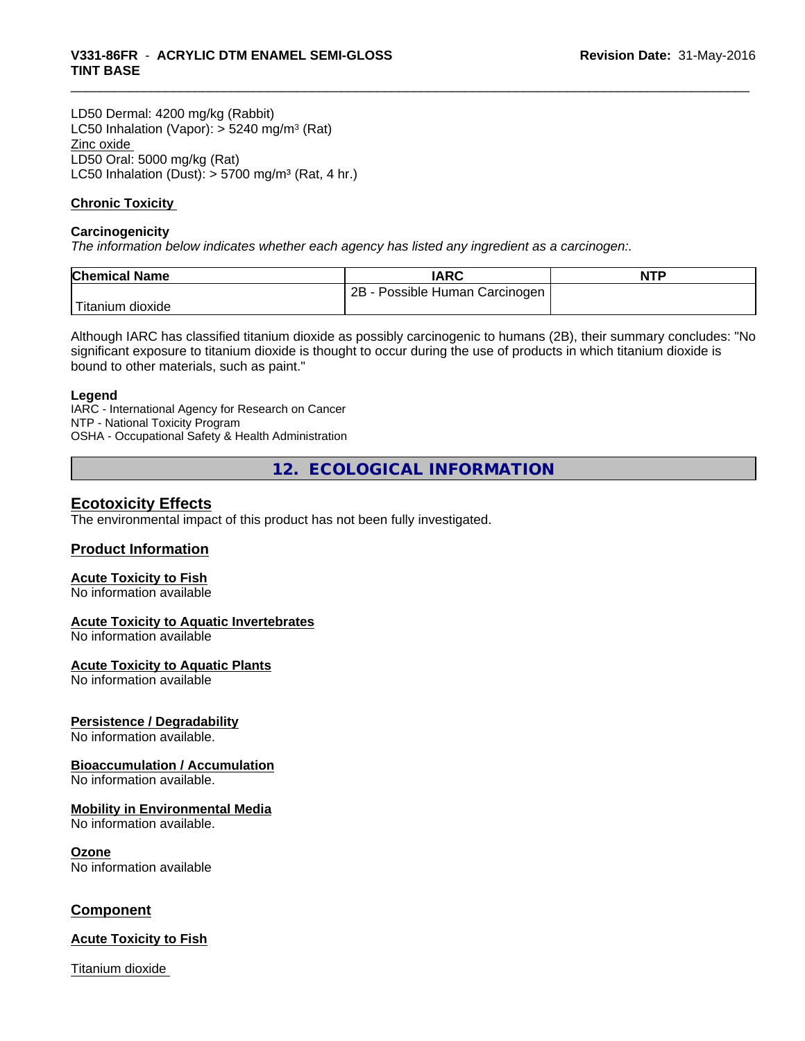LD50 Dermal: 4200 mg/kg (Rabbit)
LC50 Inhalation (Vapor): > 5240 mg/m³ (Rat)
Zinc oxide
LD50 Oral: 5000 mg/kg (Rat)
LC50 Inhalation (Dust): > 5700 mg/m³ (Rat, 4 hr.)

**Chronic Toxicity**

**Carcinogenicity**
*The information below indicates whether each agency has listed any ingredient as a carcinogen:.*

| Chemical Name | IARC | NTP |
|---|---|---|
| Titanium dioxide | 2B - Possible Human Carcinogen | |

Although IARC has classified titanium dioxide as possibly carcinogenic to humans (2B), their summary concludes: "No significant exposure to titanium dioxide is thought to occur during the use of products in which titanium dioxide is bound to other materials, such as paint."

**Legend**
IARC - International Agency for Research on Cancer
NTP - National Toxicity Program
OSHA - Occupational Safety & Health Administration

## 12. ECOLOGICAL INFORMATION

### Ecotoxicity Effects
The environmental impact of this product has not been fully investigated.

### Product Information

**Acute Toxicity to Fish**
No information available

**Acute Toxicity to Aquatic Invertebrates**
No information available

**Acute Toxicity to Aquatic Plants**
No information available

**Persistence / Degradability**
No information available.

**Bioaccumulation / Accumulation**
No information available.

**Mobility in Environmental Media**
No information available.

**Ozone**
No information available

### Component

**Acute Toxicity to Fish**

Titanium dioxide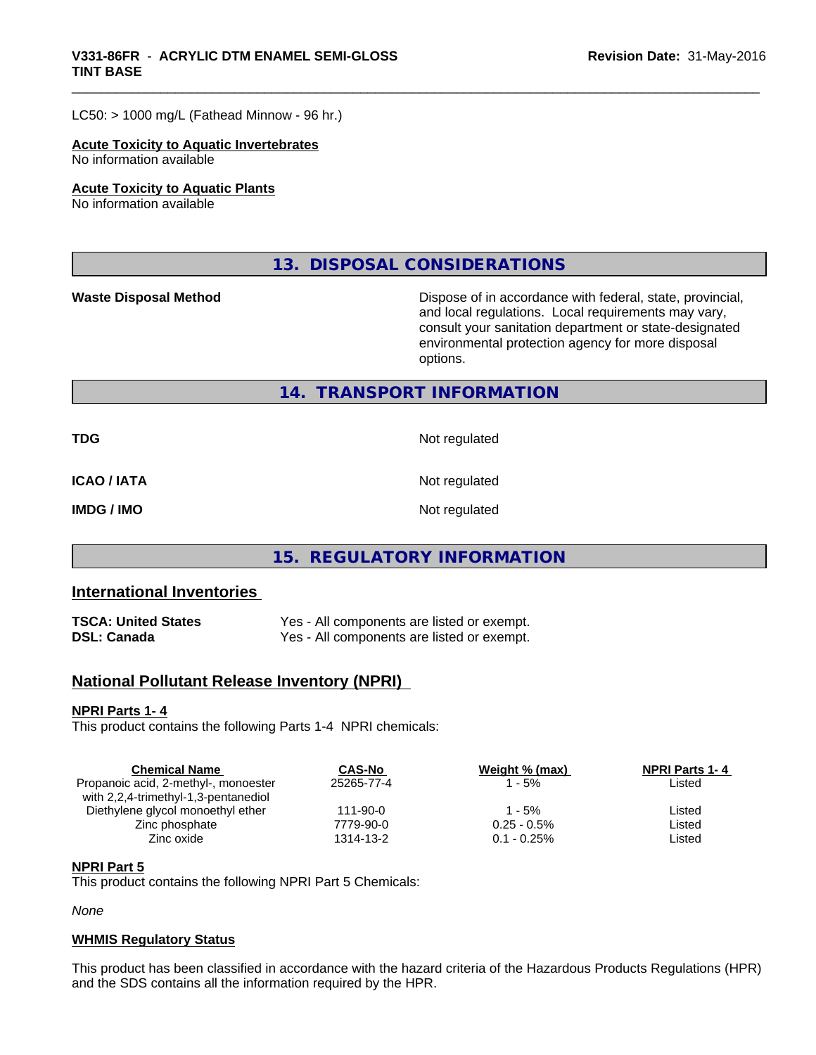LC50: > 1000 mg/L (Fathead Minnow - 96 hr.)

**Acute Toxicity to Aquatic Invertebrates**
No information available

**Acute Toxicity to Aquatic Plants**
No information available

## 13. DISPOSAL CONSIDERATIONS

**Waste Disposal Method** — Dispose of in accordance with federal, state, provincial, and local regulations. Local requirements may vary, consult your sanitation department or state-designated environmental protection agency for more disposal options.

## 14. TRANSPORT INFORMATION

| | |
|---|---|
| **TDG** | Not regulated |
| **ICAO / IATA** | Not regulated |
| **IMDG / IMO** | Not regulated |

## 15. REGULATORY INFORMATION

### International Inventories

| | |
|---|---|
| **TSCA: United States** | Yes - All components are listed or exempt. |
| **DSL: Canada** | Yes - All components are listed or exempt. |

### National Pollutant Release Inventory (NPRI)

**NPRI Parts 1- 4**
This product contains the following Parts 1-4 NPRI chemicals:

| Chemical Name | CAS-No | Weight % (max) | NPRI Parts 1- 4 |
|---|---|---|---|
| Propanoic acid, 2-methyl-, monoester with 2,2,4-trimethyl-1,3-pentanediol | 25265-77-4 | 1 - 5% | Listed |
| Diethylene glycol monoethyl ether | 111-90-0 | 1 - 5% | Listed |
| Zinc phosphate | 7779-90-0 | 0.25 - 0.5% | Listed |
| Zinc oxide | 1314-13-2 | 0.1 - 0.25% | Listed |

**NPRI Part 5**
This product contains the following NPRI Part 5 Chemicals:

*None*

**WHMIS Regulatory Status**

This product has been classified in accordance with the hazard criteria of the Hazardous Products Regulations (HPR) and the SDS contains all the information required by the HPR.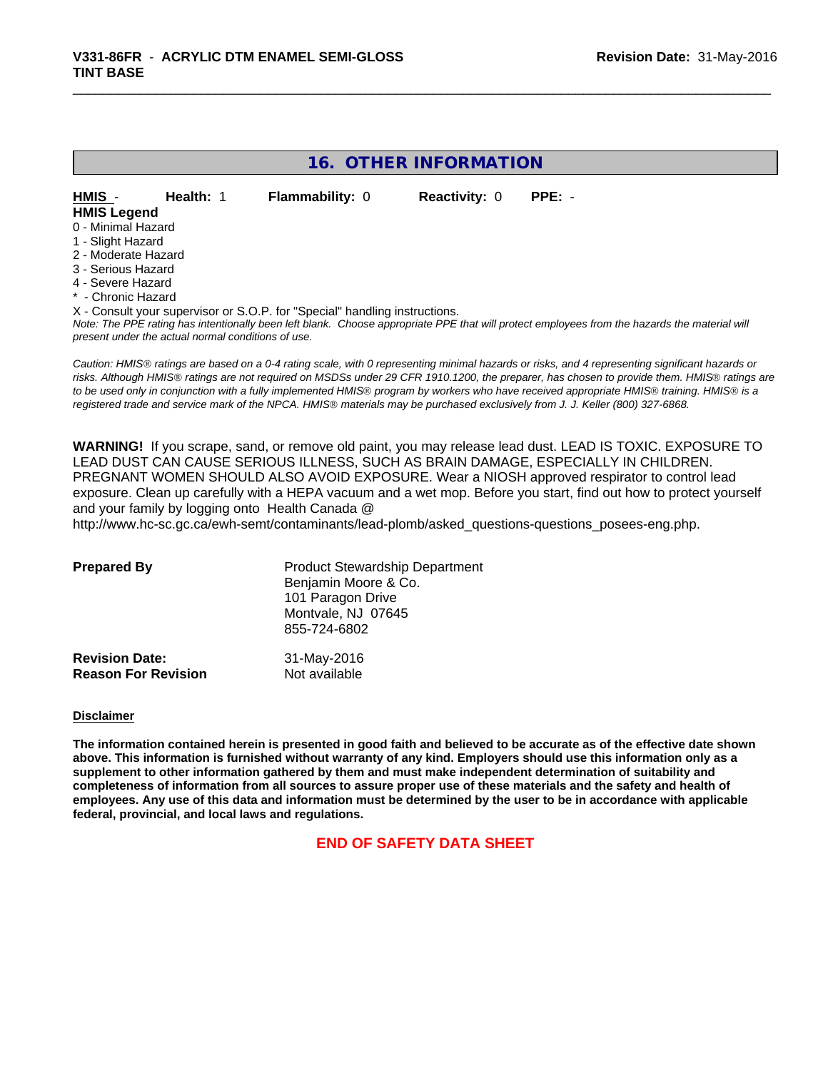## 16. OTHER INFORMATION

| **HMIS** - | **Health:** 1 | **Flammability:** 0 | **Reactivity:** 0 | **PPE:** - |
|---|---|---|---|---|

**HMIS Legend**

0 - Minimal Hazard
1 - Slight Hazard
2 - Moderate Hazard
3 - Serious Hazard
4 - Severe Hazard
* - Chronic Hazard
X - Consult your supervisor or S.O.P. for "Special" handling instructions.

*Note: The PPE rating has intentionally been left blank. Choose appropriate PPE that will protect employees from the hazards the material will present under the actual normal conditions of use.*

*Caution: HMIS® ratings are based on a 0-4 rating scale, with 0 representing minimal hazards or risks, and 4 representing significant hazards or risks. Although HMIS® ratings are not required on MSDSs under 29 CFR 1910.1200, the preparer, has chosen to provide them. HMIS® ratings are to be used only in conjunction with a fully implemented HMIS® program by workers who have received appropriate HMIS® training. HMIS® is a registered trade and service mark of the NPCA. HMIS® materials may be purchased exclusively from J. J. Keller (800) 327-6868.*

**WARNING!** If you scrape, sand, or remove old paint, you may release lead dust. LEAD IS TOXIC. EXPOSURE TO LEAD DUST CAN CAUSE SERIOUS ILLNESS, SUCH AS BRAIN DAMAGE, ESPECIALLY IN CHILDREN. PREGNANT WOMEN SHOULD ALSO AVOID EXPOSURE. Wear a NIOSH approved respirator to control lead exposure. Clean up carefully with a HEPA vacuum and a wet mop. Before you start, find out how to protect yourself and your family by logging onto Health Canada @ http://www.hc-sc.gc.ca/ewh-semt/contaminants/lead-plomb/asked_questions-questions_posees-eng.php.

| | |
|---|---|
| **Prepared By** | Product Stewardship Department<br>Benjamin Moore & Co.<br>101 Paragon Drive<br>Montvale, NJ 07645<br>855-724-6802 |
| **Revision Date:** | 31-May-2016 |
| **Reason For Revision** | Not available |

**Disclaimer**

**The information contained herein is presented in good faith and believed to be accurate as of the effective date shown above. This information is furnished without warranty of any kind. Employers should use this information only as a supplement to other information gathered by them and must make independent determination of suitability and completeness of information from all sources to assure proper use of these materials and the safety and health of employees. Any use of this data and information must be determined by the user to be in accordance with applicable federal, provincial, and local laws and regulations.**

**END OF SAFETY DATA SHEET**